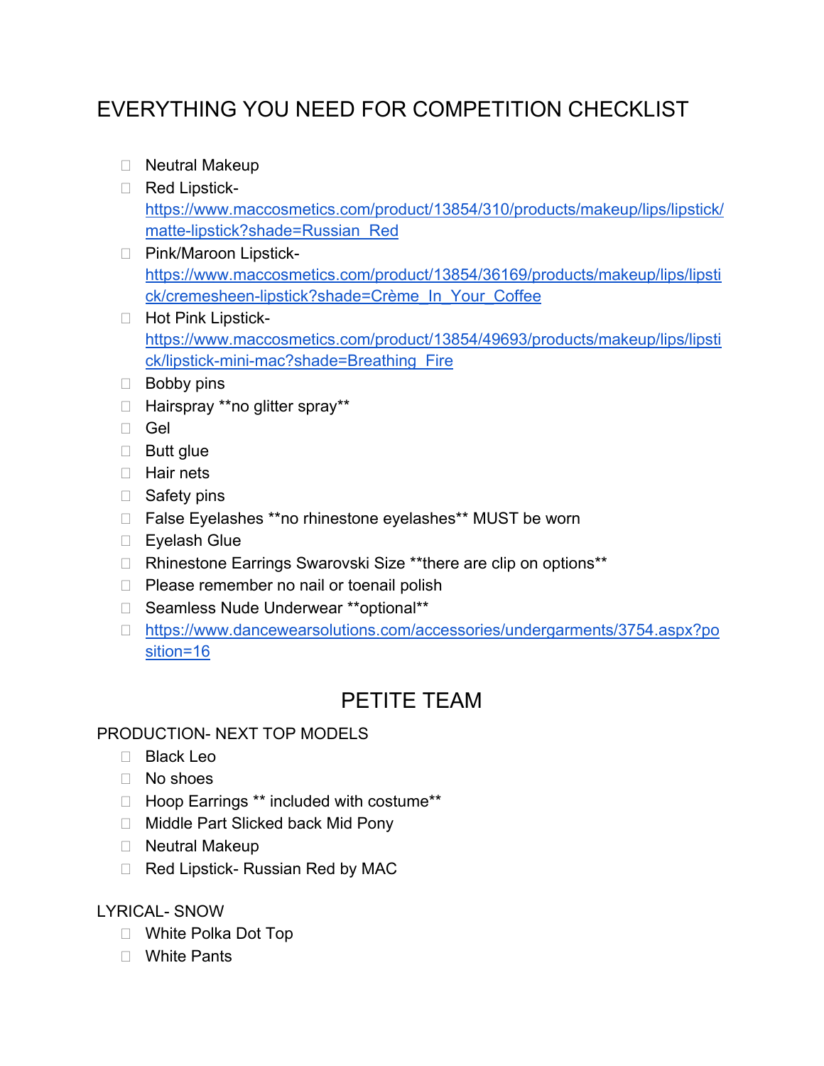# EVERYTHING YOU NEED FOR COMPETITION CHECKLIST

- [ ] Neutral Makeup
- [ ] Red Lipstick- https://www.maccosmetics.com/product/13854/310/products/makeup/lips/lipstick/matte-lipstick?shade=Russian_Red
- [ ] Pink/Maroon Lipstick- https://www.maccosmetics.com/product/13854/36169/products/makeup/lips/lipstick/cremesheen-lipstick?shade=Crème_In_Your_Coffee
- [ ] Hot Pink Lipstick- https://www.maccosmetics.com/product/13854/49693/products/makeup/lips/lipstick/lipstick-mini-mac?shade=Breathing_Fire
- [ ] Bobby pins
- [ ] Hairspray **no glitter spray**
- [ ] Gel
- [ ] Butt glue
- [ ] Hair nets
- [ ] Safety pins
- [ ] False Eyelashes **no rhinestone eyelashes** MUST be worn
- [ ] Eyelash Glue
- [ ] Rhinestone Earrings Swarovski Size **there are clip on options**
- [ ] Please remember no nail or toenail polish
- [ ] Seamless Nude Underwear **optional**
- [ ] https://www.dancewearsolutions.com/accessories/undergarments/3754.aspx?position=16

## PETITE TEAM

PRODUCTION- NEXT TOP MODELS

- [ ] Black Leo
- [ ] No shoes
- [ ] Hoop Earrings ** included with costume**
- [ ] Middle Part Slicked back Mid Pony
- [ ] Neutral Makeup
- [ ] Red Lipstick- Russian Red by MAC

LYRICAL- SNOW

- [ ] White Polka Dot Top
- [ ] White Pants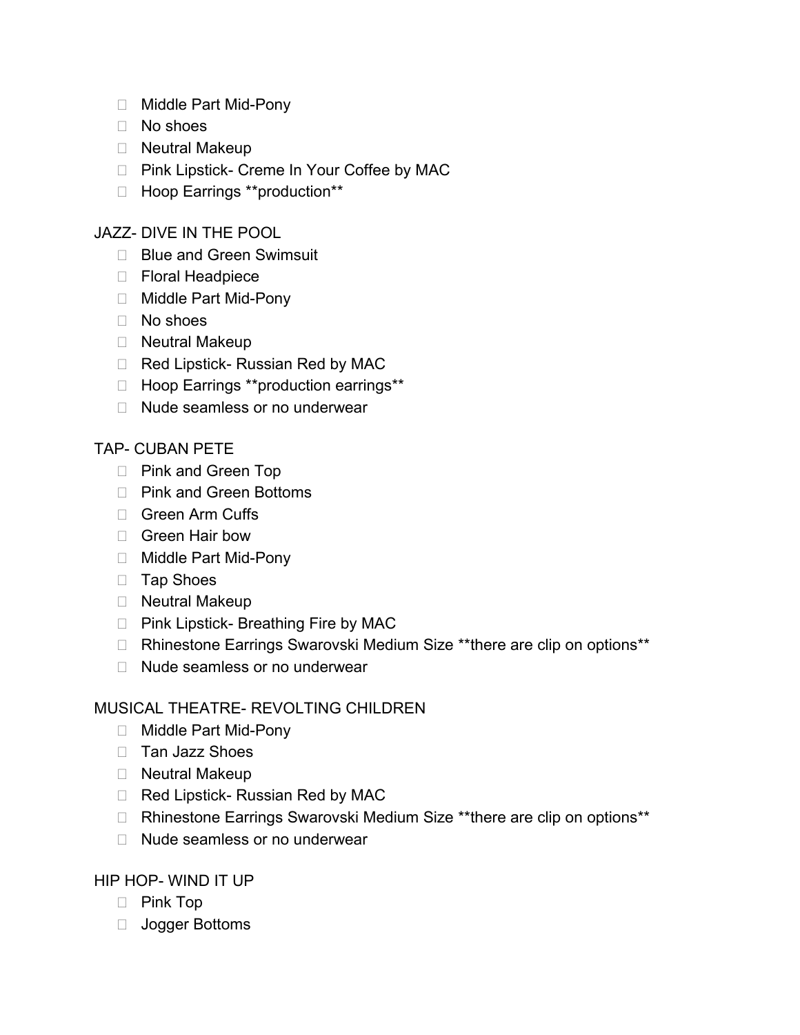- Middle Part Mid-Pony
- No shoes
- Neutral Makeup
- Pink Lipstick- Creme In Your Coffee by MAC
- Hoop Earrings **production**

JAZZ- DIVE IN THE POOL

- Blue and Green Swimsuit
- Floral Headpiece
- Middle Part Mid-Pony
- No shoes
- Neutral Makeup
- Red Lipstick- Russian Red by MAC
- Hoop Earrings **production earrings**
- Nude seamless or no underwear

TAP- CUBAN PETE

- Pink and Green Top
- Pink and Green Bottoms
- Green Arm Cuffs
- Green Hair bow
- Middle Part Mid-Pony
- Tap Shoes
- Neutral Makeup
- Pink Lipstick- Breathing Fire by MAC
- Rhinestone Earrings Swarovski Medium Size **there are clip on options**
- Nude seamless or no underwear

MUSICAL THEATRE- REVOLTING CHILDREN

- Middle Part Mid-Pony
- Tan Jazz Shoes
- Neutral Makeup
- Red Lipstick- Russian Red by MAC
- Rhinestone Earrings Swarovski Medium Size **there are clip on options**
- Nude seamless or no underwear

HIP HOP- WIND IT UP

- Pink Top
- Jogger Bottoms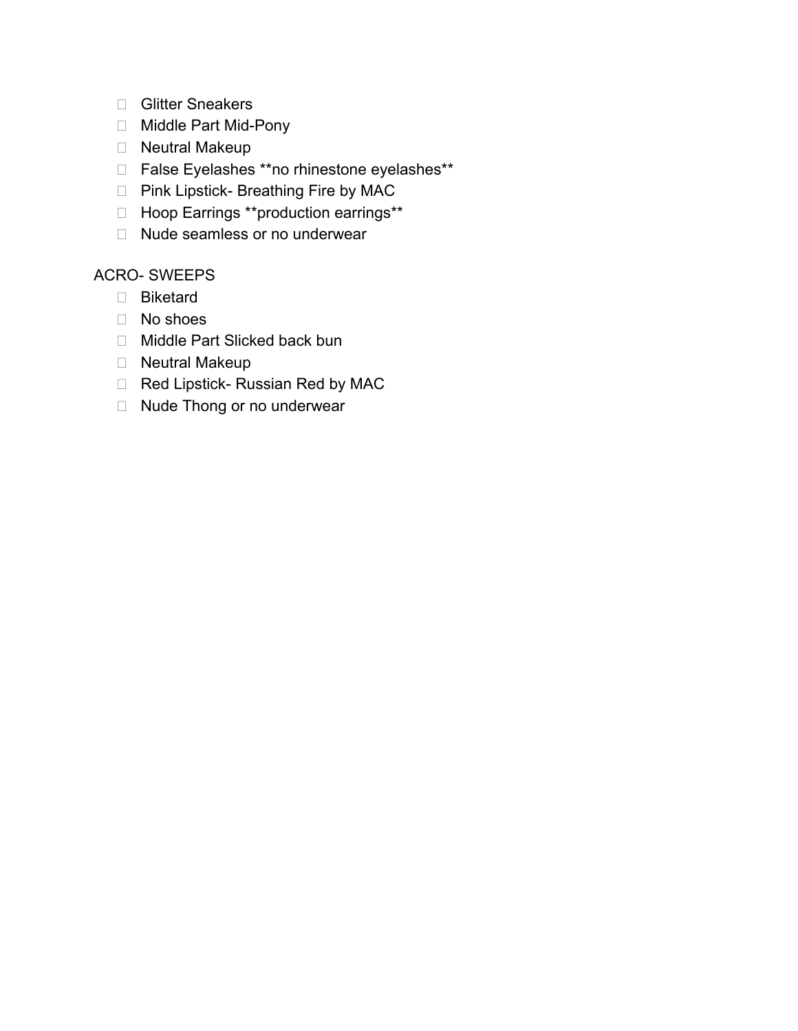- Glitter Sneakers
- Middle Part Mid-Pony
- Neutral Makeup
- False Eyelashes **no rhinestone eyelashes**
- Pink Lipstick- Breathing Fire by MAC
- Hoop Earrings **production earrings**
- Nude seamless or no underwear

ACRO- SWEEPS

- Biketard
- No shoes
- Middle Part Slicked back bun
- Neutral Makeup
- Red Lipstick- Russian Red by MAC
- Nude Thong or no underwear